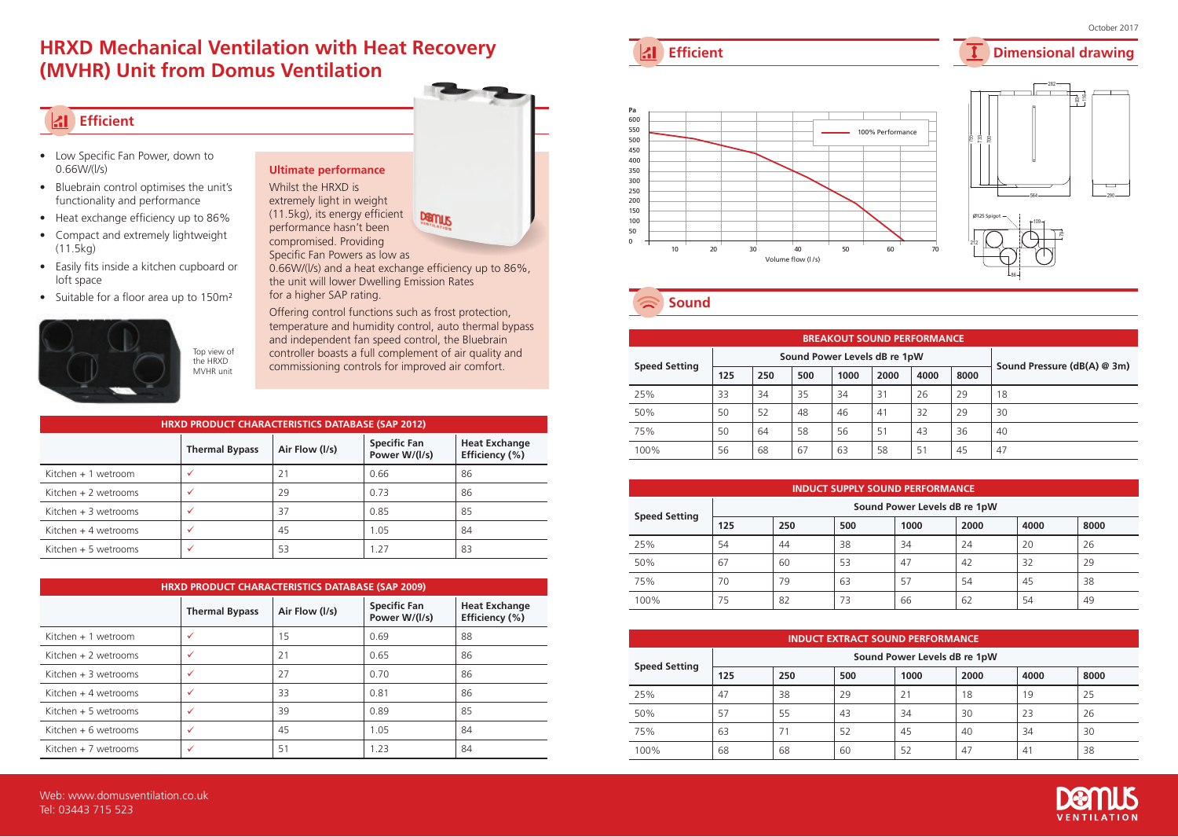# HRXD Mechanical Ventilation with Heat Recovery (MVHR) Unit from Domus Ventilation

## Efficient

- Low Specific Fan Power, down to 0.66W/(l/s)
- Bluebrain control optimises the unit's functionality and performance
- Heat exchange efficiency up to 86%
- Compact and extremely lightweight (11.5kg)
- Easily fits inside a kitchen cupboard or loft space
- Suitable for a floor area up to 150m²

Top view of the HRXD MVHR unit

### Ultimate performance

Whilst the HRXD is extremely light in weight (11.5kg), its energy efficient performance hasn't been compromised. Providing Specific Fan Powers as low as 0.66W/(l/s) and a heat exchange efficiency up to 86%, the unit will lower Dwelling Emission Rates for a higher SAP rating.

Offering control functions such as frost protection, temperature and humidity control, auto thermal bypass and independent fan speed control, the Bluebrain controller boasts a full complement of air quality and commissioning controls for improved air comfort.

**HRXD PRODUCT CHARACTERISTICS DATABASE (SAP 2012)**

| | Thermal Bypass | Air Flow (l/s) | Specific Fan Power W/(l/s) | Heat Exchange Efficiency (%) |
|---|---|---|---|---|
| Kitchen + 1 wetroom | ✓ | 21 | 0.66 | 86 |
| Kitchen + 2 wetrooms | ✓ | 29 | 0.73 | 86 |
| Kitchen + 3 wetrooms | ✓ | 37 | 0.85 | 85 |
| Kitchen + 4 wetrooms | ✓ | 45 | 1.05 | 84 |
| Kitchen + 5 wetrooms | ✓ | 53 | 1.27 | 83 |

**HRXD PRODUCT CHARACTERISTICS DATABASE (SAP 2009)**

| | Thermal Bypass | Air Flow (l/s) | Specific Fan Power W/(l/s) | Heat Exchange Efficiency (%) |
|---|---|---|---|---|
| Kitchen + 1 wetroom | ✓ | 15 | 0.69 | 88 |
| Kitchen + 2 wetrooms | ✓ | 21 | 0.65 | 86 |
| Kitchen + 3 wetrooms | ✓ | 27 | 0.70 | 86 |
| Kitchen + 4 wetrooms | ✓ | 33 | 0.81 | 86 |
| Kitchen + 5 wetrooms | ✓ | 39 | 0.89 | 85 |
| Kitchen + 6 wetrooms | ✓ | 45 | 1.05 | 84 |
| Kitchen + 7 wetrooms | ✓ | 51 | 1.23 | 84 |

## Efficient

Pa (0–600) vs Volume flow (l/s) (10–70) — 100% Performance

## Dimensional drawing

Ø125 Spigot

## Sound

**BREAKOUT SOUND PERFORMANCE**

| Speed Setting | Sound Power Levels dB re 1pW | | | | | | | Sound Pressure (dB(A) @ 3m) |
|---|---|---|---|---|---|---|---|---|
| | 125 | 250 | 500 | 1000 | 2000 | 4000 | 8000 | |
| 25% | 33 | 34 | 35 | 34 | 31 | 26 | 29 | 18 |
| 50% | 50 | 52 | 48 | 46 | 41 | 32 | 29 | 30 |
| 75% | 50 | 64 | 58 | 56 | 51 | 43 | 36 | 40 |
| 100% | 56 | 68 | 67 | 63 | 58 | 51 | 45 | 47 |

**INDUCT SUPPLY SOUND PERFORMANCE**

| Speed Setting | Sound Power Levels dB re 1pW | | | | | | |
|---|---|---|---|---|---|---|---|
| | 125 | 250 | 500 | 1000 | 2000 | 4000 | 8000 |
| 25% | 54 | 44 | 38 | 34 | 24 | 20 | 26 |
| 50% | 67 | 60 | 53 | 47 | 42 | 32 | 29 |
| 75% | 70 | 79 | 63 | 57 | 54 | 45 | 38 |
| 100% | 75 | 82 | 73 | 66 | 62 | 54 | 49 |

**INDUCT EXTRACT SOUND PERFORMANCE**

| Speed Setting | Sound Power Levels dB re 1pW | | | | | | |
|---|---|---|---|---|---|---|---|
| | 125 | 250 | 500 | 1000 | 2000 | 4000 | 8000 |
| 25% | 47 | 38 | 29 | 21 | 18 | 19 | 25 |
| 50% | 57 | 55 | 43 | 34 | 30 | 23 | 26 |
| 75% | 63 | 71 | 52 | 45 | 40 | 34 | 30 |
| 100% | 68 | 68 | 60 | 52 | 47 | 41 | 38 |

Web: www.domusventilation.co.uk
Tel: 03443 715 523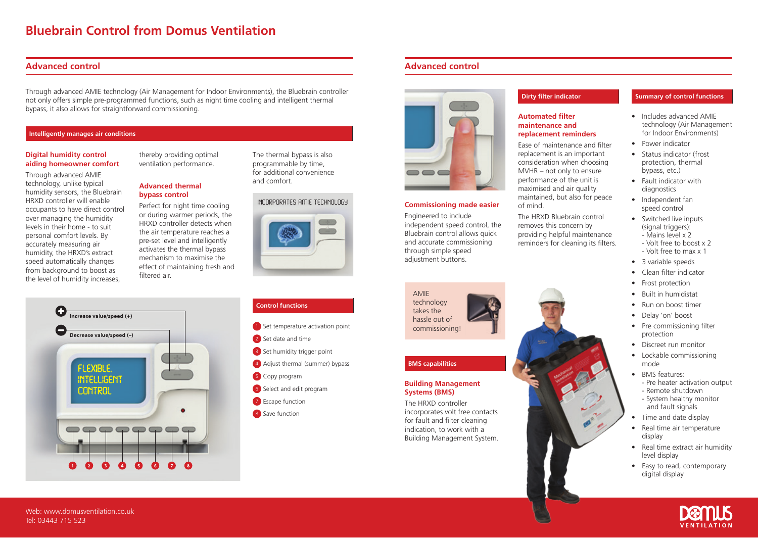# Bluebrain Control from Domus Ventilation

## Advanced control

Through advanced AMIE technology (Air Management for Indoor Environments), the Bluebrain controller not only offers simple pre-programmed functions, such as night time cooling and intelligent thermal bypass, it also allows for straightforward commissioning.

**Intelligently manages air conditions**

### Digital humidity control aiding homeowner comfort

Through advanced AMIE technology, unlike typical humidity sensors, the Bluebrain HRXD controller will enable occupants to have direct control over managing the humidity levels in their home - to suit personal comfort levels. By accurately measuring air humidity, the HRXD's extract speed automatically changes from background to boost as the level of humidity increases, thereby providing optimal ventilation performance.

### Advanced thermal bypass control

Perfect for night time cooling or during warmer periods, the HRXD controller detects when the air temperature reaches a pre-set level and intelligently activates the thermal bypass mechanism to maximise the effect of maintaining fresh and filtered air.

The thermal bypass is also programmable by time, for additional convenience and comfort.

INCORPORATES AMIE TECHNOLOGY

Increase value/speed (+)

Decrease value/speed (–)

FLEXIBLE, INTELLIGENT CONTROL

1 2 3 4 5 6 7 8

**Control functions**

1. Set temperature activation point
2. Set date and time
3. Set humidity trigger point
4. Adjust thermal (summer) bypass
5. Copy program
6. Select and edit program
7. Escape function
8. Save function

## Advanced control

### Commissioning made easier

Engineered to include independent speed control, the Bluebrain control allows quick and accurate commissioning through simple speed adjustment buttons.

AMIE technology takes the hassle out of commissioning!

**BMS capabilities**

### Building Management Systems (BMS)

The HRXD controller incorporates volt free contacts for fault and filter cleaning indication, to work with a Building Management System.

**Dirty filter indicator**

### Automated filter maintenance and replacement reminders

Ease of maintenance and filter replacement is an important consideration when choosing MVHR – not only to ensure performance of the unit is maximised and air quality maintained, but also for peace of mind.

The HRXD Bluebrain control removes this concern by providing helpful maintenance reminders for cleaning its filters.

**Summary of control functions**

- Includes advanced AMIE technology (Air Management for Indoor Environments)
- Power indicator
- Status indicator (frost protection, thermal bypass, etc.)
- Fault indicator with diagnostics
- Independent fan speed control
- Switched live inputs (signal triggers):
  - Mains level x 2
  - Volt free to boost x 2
  - Volt free to max x 1
- 3 variable speeds
- Clean filter indicator
- Frost protection
- Built in humidistat
- Run on boost timer
- Delay 'on' boost
- Pre commissioning filter protection
- Discreet run monitor
- Lockable commissioning mode
- BMS features:
  - Pre heater activation output
  - Remote shutdown
  - System healthy monitor and fault signals
- Time and date display
- Real time air temperature display
- Real time extract air humidity level display
- Easy to read, contemporary digital display

Web: www.domusventilation.co.uk
Tel: 03443 715 523

DOMUS VENTILATION